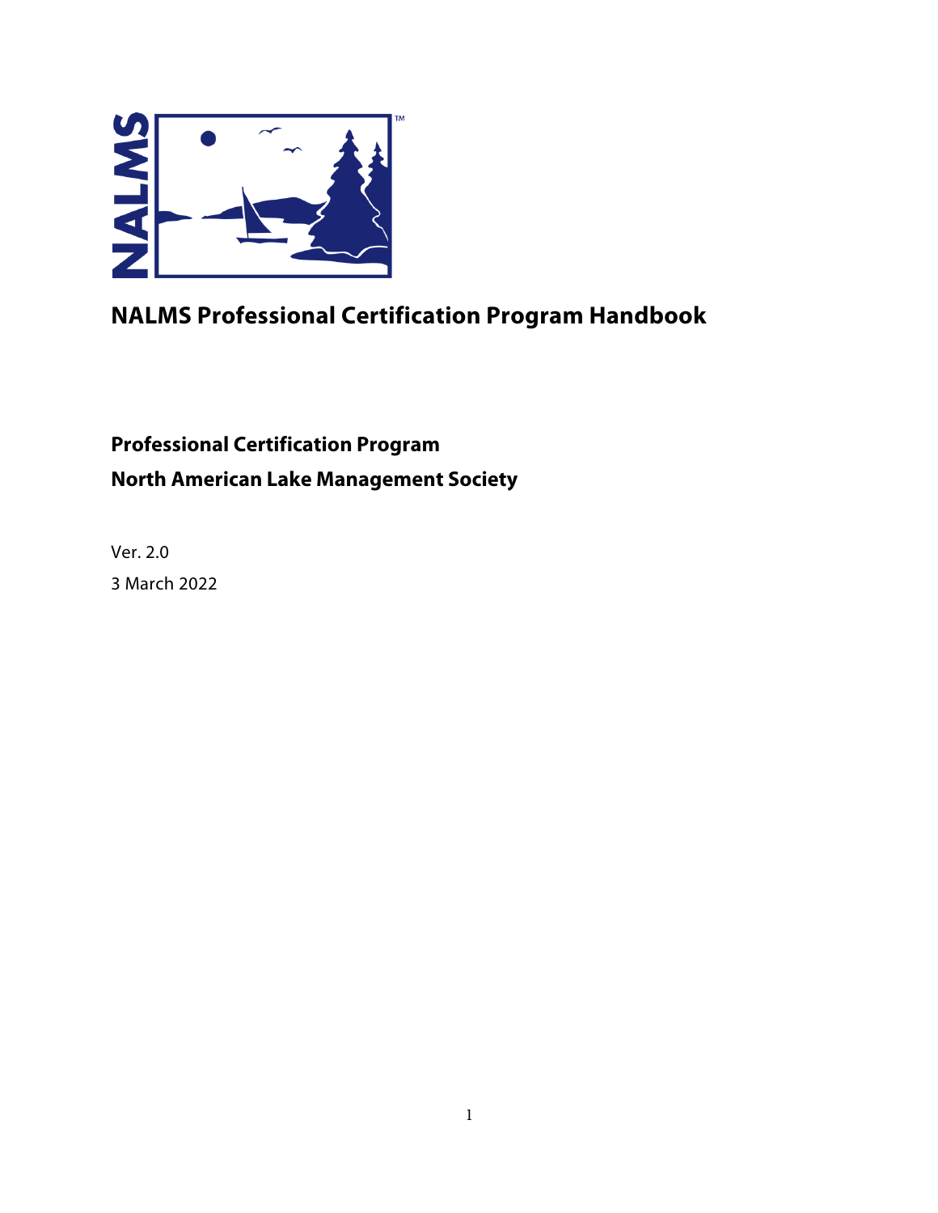# NALMS Professional Certification Program Handbook

**Professional Certification Program**

**North American Lake Management Society**

Ver. 2.0

3 March 2022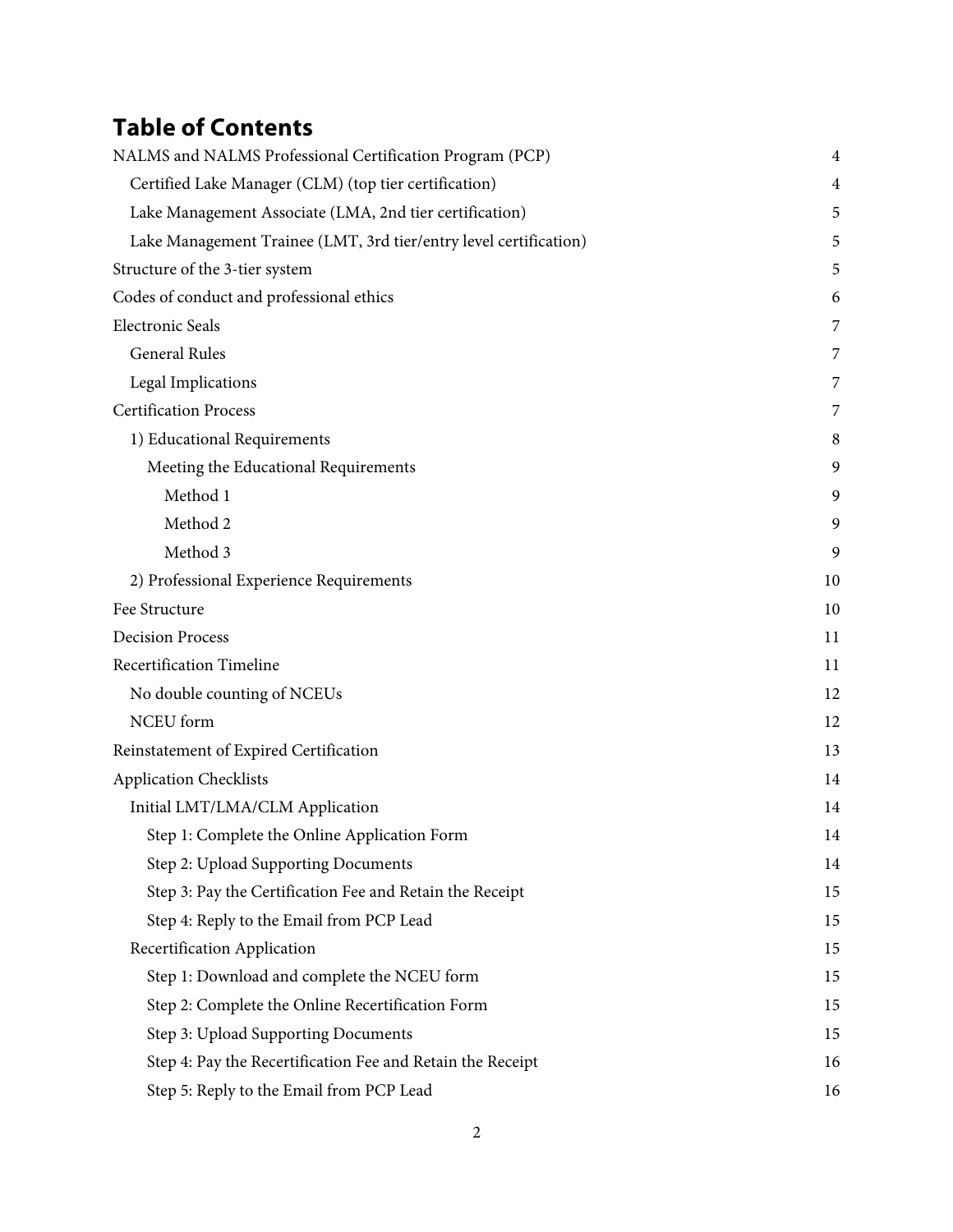# Table of Contents

| | |
|---|---|
| NALMS and NALMS Professional Certification Program (PCP) | 4 |
| Certified Lake Manager (CLM) (top tier certification) | 4 |
| Lake Management Associate (LMA, 2nd tier certification) | 5 |
| Lake Management Trainee (LMT, 3rd tier/entry level certification) | 5 |
| Structure of the 3-tier system | 5 |
| Codes of conduct and professional ethics | 6 |
| Electronic Seals | 7 |
| General Rules | 7 |
| Legal Implications | 7 |
| Certification Process | 7 |
| 1) Educational Requirements | 8 |
| Meeting the Educational Requirements | 9 |
| Method 1 | 9 |
| Method 2 | 9 |
| Method 3 | 9 |
| 2) Professional Experience Requirements | 10 |
| Fee Structure | 10 |
| Decision Process | 11 |
| Recertification Timeline | 11 |
| No double counting of NCEUs | 12 |
| NCEU form | 12 |
| Reinstatement of Expired Certification | 13 |
| Application Checklists | 14 |
| Initial LMT/LMA/CLM Application | 14 |
| Step 1: Complete the Online Application Form | 14 |
| Step 2: Upload Supporting Documents | 14 |
| Step 3: Pay the Certification Fee and Retain the Receipt | 15 |
| Step 4: Reply to the Email from PCP Lead | 15 |
| Recertification Application | 15 |
| Step 1: Download and complete the NCEU form | 15 |
| Step 2: Complete the Online Recertification Form | 15 |
| Step 3: Upload Supporting Documents | 15 |
| Step 4: Pay the Recertification Fee and Retain the Receipt | 16 |
| Step 5: Reply to the Email from PCP Lead | 16 |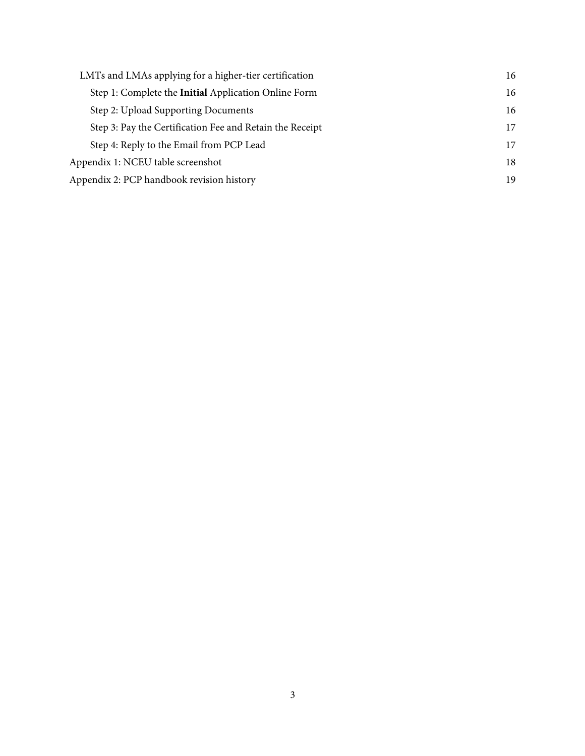- LMTs and LMAs applying for a higher-tier certification — 16
  - Step 1: Complete the **Initial** Application Online Form — 16
  - Step 2: Upload Supporting Documents — 16
  - Step 3: Pay the Certification Fee and Retain the Receipt — 17
  - Step 4: Reply to the Email from PCP Lead — 17

Appendix 1: NCEU table screenshot — 18

Appendix 2: PCP handbook revision history — 19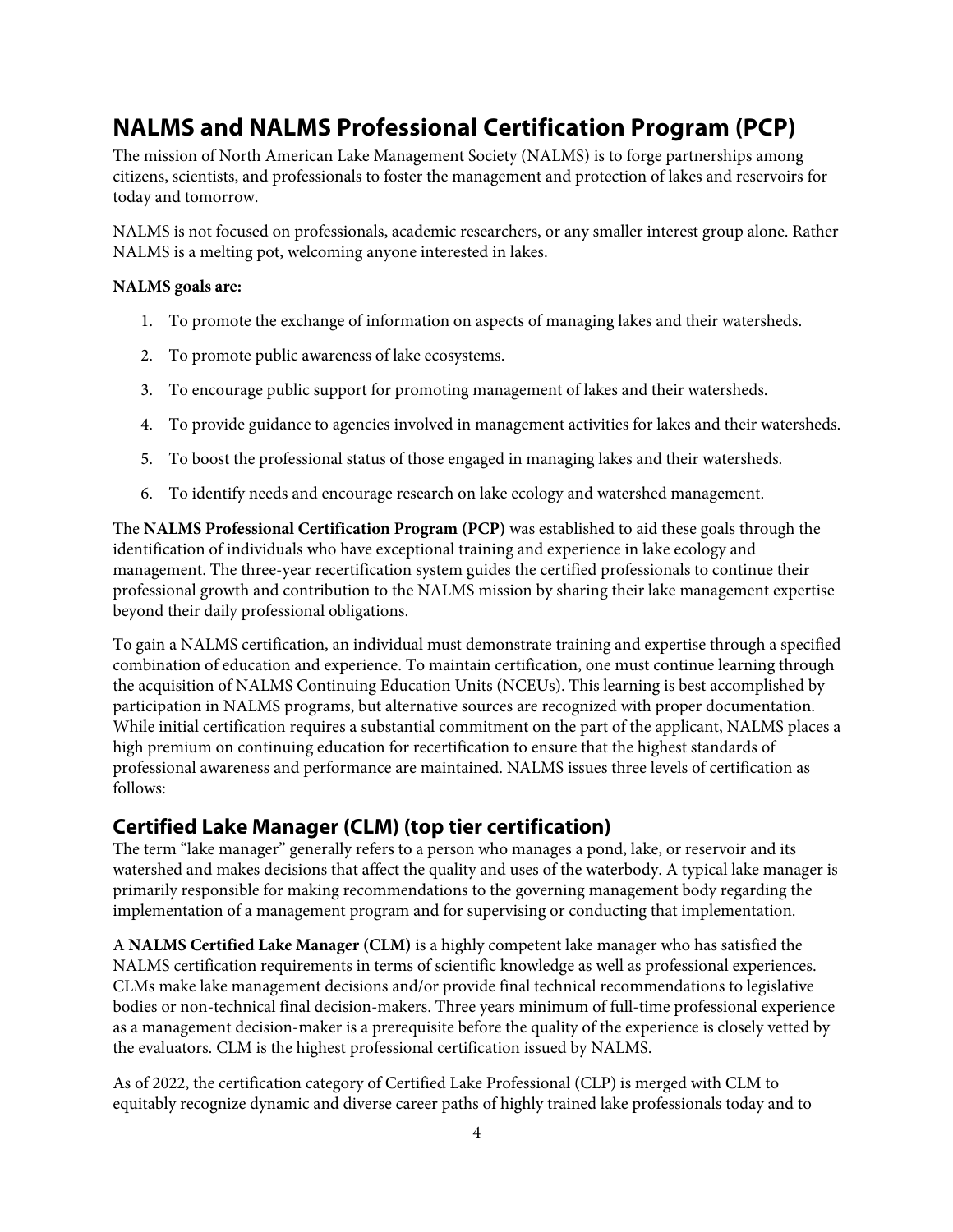## NALMS and NALMS Professional Certification Program (PCP)

The mission of North American Lake Management Society (NALMS) is to forge partnerships among citizens, scientists, and professionals to foster the management and protection of lakes and reservoirs for today and tomorrow.

NALMS is not focused on professionals, academic researchers, or any smaller interest group alone. Rather NALMS is a melting pot, welcoming anyone interested in lakes.

**NALMS goals are:**

1. To promote the exchange of information on aspects of managing lakes and their watersheds.
2. To promote public awareness of lake ecosystems.
3. To encourage public support for promoting management of lakes and their watersheds.
4. To provide guidance to agencies involved in management activities for lakes and their watersheds.
5. To boost the professional status of those engaged in managing lakes and their watersheds.
6. To identify needs and encourage research on lake ecology and watershed management.

The **NALMS Professional Certification Program (PCP)** was established to aid these goals through the identification of individuals who have exceptional training and experience in lake ecology and management. The three-year recertification system guides the certified professionals to continue their professional growth and contribution to the NALMS mission by sharing their lake management expertise beyond their daily professional obligations.

To gain a NALMS certification, an individual must demonstrate training and expertise through a specified combination of education and experience. To maintain certification, one must continue learning through the acquisition of NALMS Continuing Education Units (NCEUs). This learning is best accomplished by participation in NALMS programs, but alternative sources are recognized with proper documentation. While initial certification requires a substantial commitment on the part of the applicant, NALMS places a high premium on continuing education for recertification to ensure that the highest standards of professional awareness and performance are maintained. NALMS issues three levels of certification as follows:

### Certified Lake Manager (CLM) (top tier certification)

The term "lake manager" generally refers to a person who manages a pond, lake, or reservoir and its watershed and makes decisions that affect the quality and uses of the waterbody. A typical lake manager is primarily responsible for making recommendations to the governing management body regarding the implementation of a management program and for supervising or conducting that implementation.

A **NALMS Certified Lake Manager (CLM)** is a highly competent lake manager who has satisfied the NALMS certification requirements in terms of scientific knowledge as well as professional experiences. CLMs make lake management decisions and/or provide final technical recommendations to legislative bodies or non-technical final decision-makers. Three years minimum of full-time professional experience as a management decision-maker is a prerequisite before the quality of the experience is closely vetted by the evaluators. CLM is the highest professional certification issued by NALMS.

As of 2022, the certification category of Certified Lake Professional (CLP) is merged with CLM to equitably recognize dynamic and diverse career paths of highly trained lake professionals today and to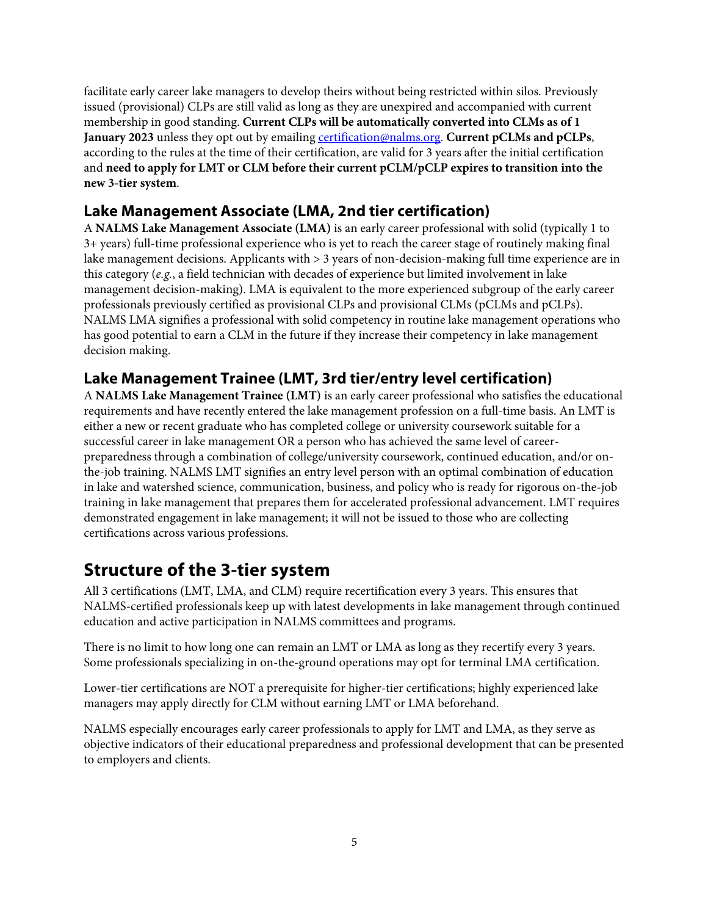facilitate early career lake managers to develop theirs without being restricted within silos. Previously issued (provisional) CLPs are still valid as long as they are unexpired and accompanied with current membership in good standing. **Current CLPs will be automatically converted into CLMs as of 1 January 2023** unless they opt out by emailing certification@nalms.org. **Current pCLMs and pCLPs**, according to the rules at the time of their certification, are valid for 3 years after the initial certification and **need to apply for LMT or CLM before their current pCLM/pCLP expires to transition into the new 3-tier system**.

### Lake Management Associate (LMA, 2nd tier certification)

A **NALMS Lake Management Associate (LMA)** is an early career professional with solid (typically 1 to 3+ years) full-time professional experience who is yet to reach the career stage of routinely making final lake management decisions. Applicants with > 3 years of non-decision-making full time experience are in this category (*e.g.*, a field technician with decades of experience but limited involvement in lake management decision-making). LMA is equivalent to the more experienced subgroup of the early career professionals previously certified as provisional CLPs and provisional CLMs (pCLMs and pCLPs). NALMS LMA signifies a professional with solid competency in routine lake management operations who has good potential to earn a CLM in the future if they increase their competency in lake management decision making.

### Lake Management Trainee (LMT, 3rd tier/entry level certification)

A **NALMS Lake Management Trainee (LMT)** is an early career professional who satisfies the educational requirements and have recently entered the lake management profession on a full-time basis. An LMT is either a new or recent graduate who has completed college or university coursework suitable for a successful career in lake management OR a person who has achieved the same level of career-preparedness through a combination of college/university coursework, continued education, and/or on-the-job training. NALMS LMT signifies an entry level person with an optimal combination of education in lake and watershed science, communication, business, and policy who is ready for rigorous on-the-job training in lake management that prepares them for accelerated professional advancement. LMT requires demonstrated engagement in lake management; it will not be issued to those who are collecting certifications across various professions.

## Structure of the 3-tier system

All 3 certifications (LMT, LMA, and CLM) require recertification every 3 years. This ensures that NALMS-certified professionals keep up with latest developments in lake management through continued education and active participation in NALMS committees and programs.

There is no limit to how long one can remain an LMT or LMA as long as they recertify every 3 years. Some professionals specializing in on-the-ground operations may opt for terminal LMA certification.

Lower-tier certifications are NOT a prerequisite for higher-tier certifications; highly experienced lake managers may apply directly for CLM without earning LMT or LMA beforehand.

NALMS especially encourages early career professionals to apply for LMT and LMA, as they serve as objective indicators of their educational preparedness and professional development that can be presented to employers and clients.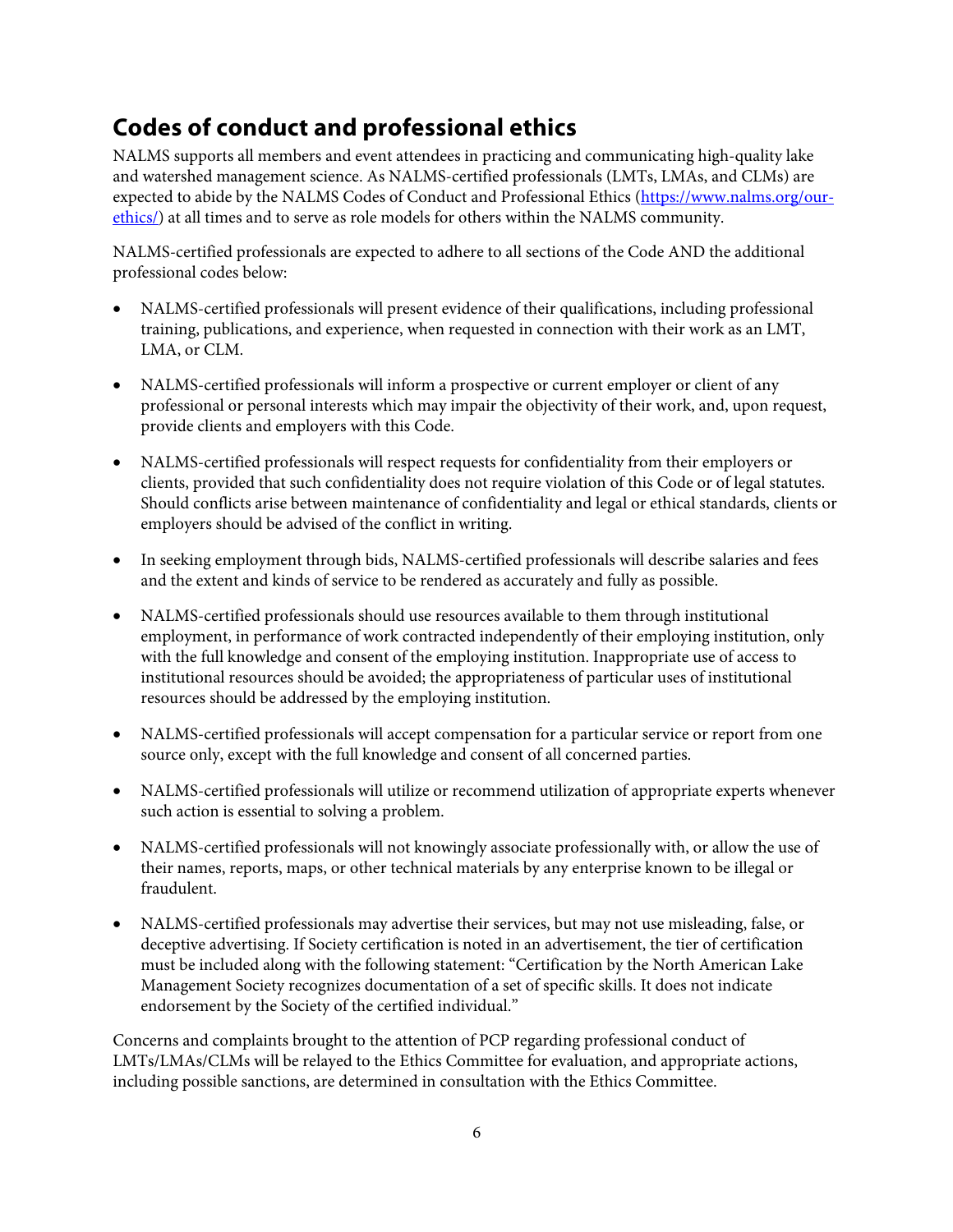## Codes of conduct and professional ethics

NALMS supports all members and event attendees in practicing and communicating high-quality lake and watershed management science. As NALMS-certified professionals (LMTs, LMAs, and CLMs) are expected to abide by the NALMS Codes of Conduct and Professional Ethics ([https://www.nalms.org/our-ethics/](https://www.nalms.org/our-ethics/)) at all times and to serve as role models for others within the NALMS community.

NALMS-certified professionals are expected to adhere to all sections of the Code AND the additional professional codes below:

- NALMS-certified professionals will present evidence of their qualifications, including professional training, publications, and experience, when requested in connection with their work as an LMT, LMA, or CLM.
- NALMS-certified professionals will inform a prospective or current employer or client of any professional or personal interests which may impair the objectivity of their work, and, upon request, provide clients and employers with this Code.
- NALMS-certified professionals will respect requests for confidentiality from their employers or clients, provided that such confidentiality does not require violation of this Code or of legal statutes. Should conflicts arise between maintenance of confidentiality and legal or ethical standards, clients or employers should be advised of the conflict in writing.
- In seeking employment through bids, NALMS-certified professionals will describe salaries and fees and the extent and kinds of service to be rendered as accurately and fully as possible.
- NALMS-certified professionals should use resources available to them through institutional employment, in performance of work contracted independently of their employing institution, only with the full knowledge and consent of the employing institution. Inappropriate use of access to institutional resources should be avoided; the appropriateness of particular uses of institutional resources should be addressed by the employing institution.
- NALMS-certified professionals will accept compensation for a particular service or report from one source only, except with the full knowledge and consent of all concerned parties.
- NALMS-certified professionals will utilize or recommend utilization of appropriate experts whenever such action is essential to solving a problem.
- NALMS-certified professionals will not knowingly associate professionally with, or allow the use of their names, reports, maps, or other technical materials by any enterprise known to be illegal or fraudulent.
- NALMS-certified professionals may advertise their services, but may not use misleading, false, or deceptive advertising. If Society certification is noted in an advertisement, the tier of certification must be included along with the following statement: "Certification by the North American Lake Management Society recognizes documentation of a set of specific skills. It does not indicate endorsement by the Society of the certified individual."

Concerns and complaints brought to the attention of PCP regarding professional conduct of LMTs/LMAs/CLMs will be relayed to the Ethics Committee for evaluation, and appropriate actions, including possible sanctions, are determined in consultation with the Ethics Committee.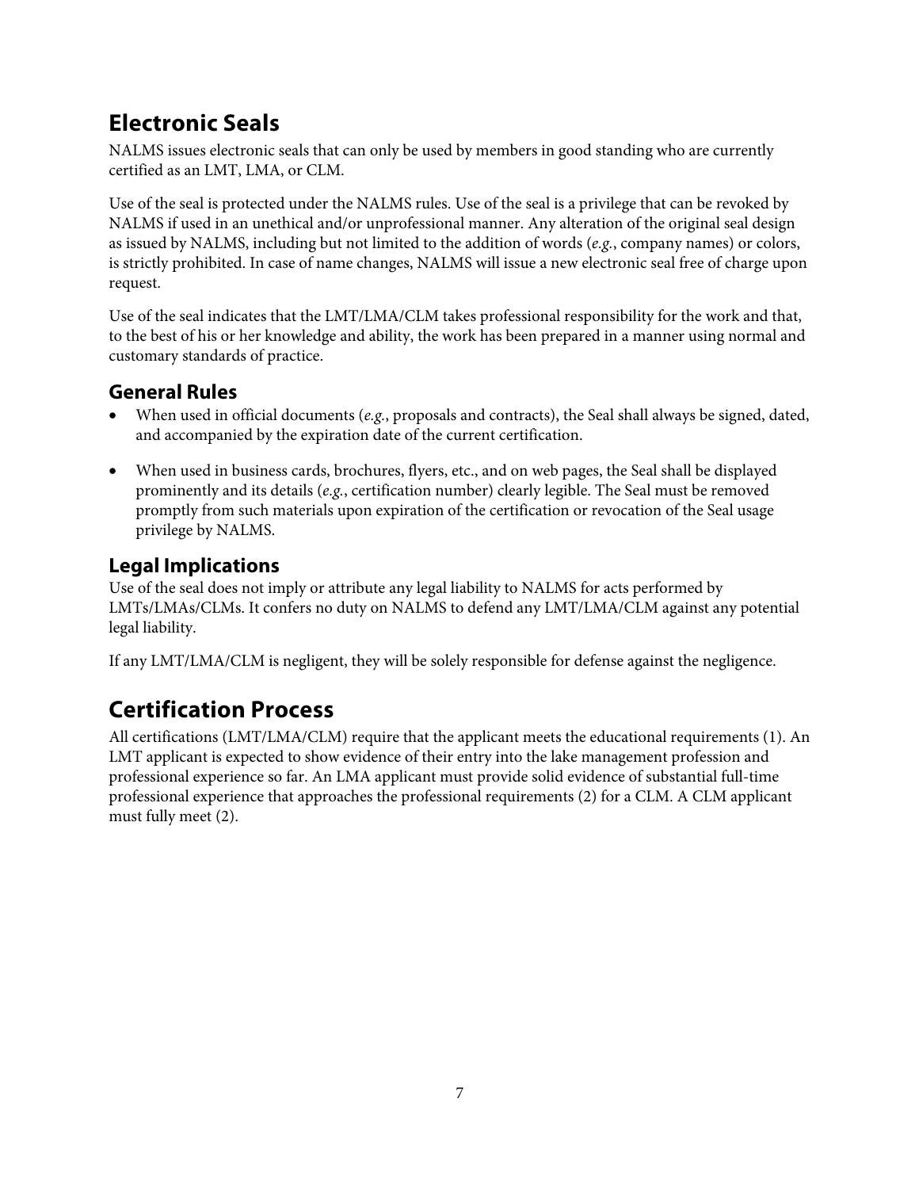## Electronic Seals

NALMS issues electronic seals that can only be used by members in good standing who are currently certified as an LMT, LMA, or CLM.

Use of the seal is protected under the NALMS rules. Use of the seal is a privilege that can be revoked by NALMS if used in an unethical and/or unprofessional manner. Any alteration of the original seal design as issued by NALMS, including but not limited to the addition of words (*e.g.*, company names) or colors, is strictly prohibited. In case of name changes, NALMS will issue a new electronic seal free of charge upon request.

Use of the seal indicates that the LMT/LMA/CLM takes professional responsibility for the work and that, to the best of his or her knowledge and ability, the work has been prepared in a manner using normal and customary standards of practice.

### General Rules

- When used in official documents (*e.g.*, proposals and contracts), the Seal shall always be signed, dated, and accompanied by the expiration date of the current certification.
- When used in business cards, brochures, flyers, etc., and on web pages, the Seal shall be displayed prominently and its details (*e.g.*, certification number) clearly legible. The Seal must be removed promptly from such materials upon expiration of the certification or revocation of the Seal usage privilege by NALMS.

### Legal Implications

Use of the seal does not imply or attribute any legal liability to NALMS for acts performed by LMTs/LMAs/CLMs. It confers no duty on NALMS to defend any LMT/LMA/CLM against any potential legal liability.

If any LMT/LMA/CLM is negligent, they will be solely responsible for defense against the negligence.

## Certification Process

All certifications (LMT/LMA/CLM) require that the applicant meets the educational requirements (1). An LMT applicant is expected to show evidence of their entry into the lake management profession and professional experience so far. An LMA applicant must provide solid evidence of substantial full-time professional experience that approaches the professional requirements (2) for a CLM. A CLM applicant must fully meet (2).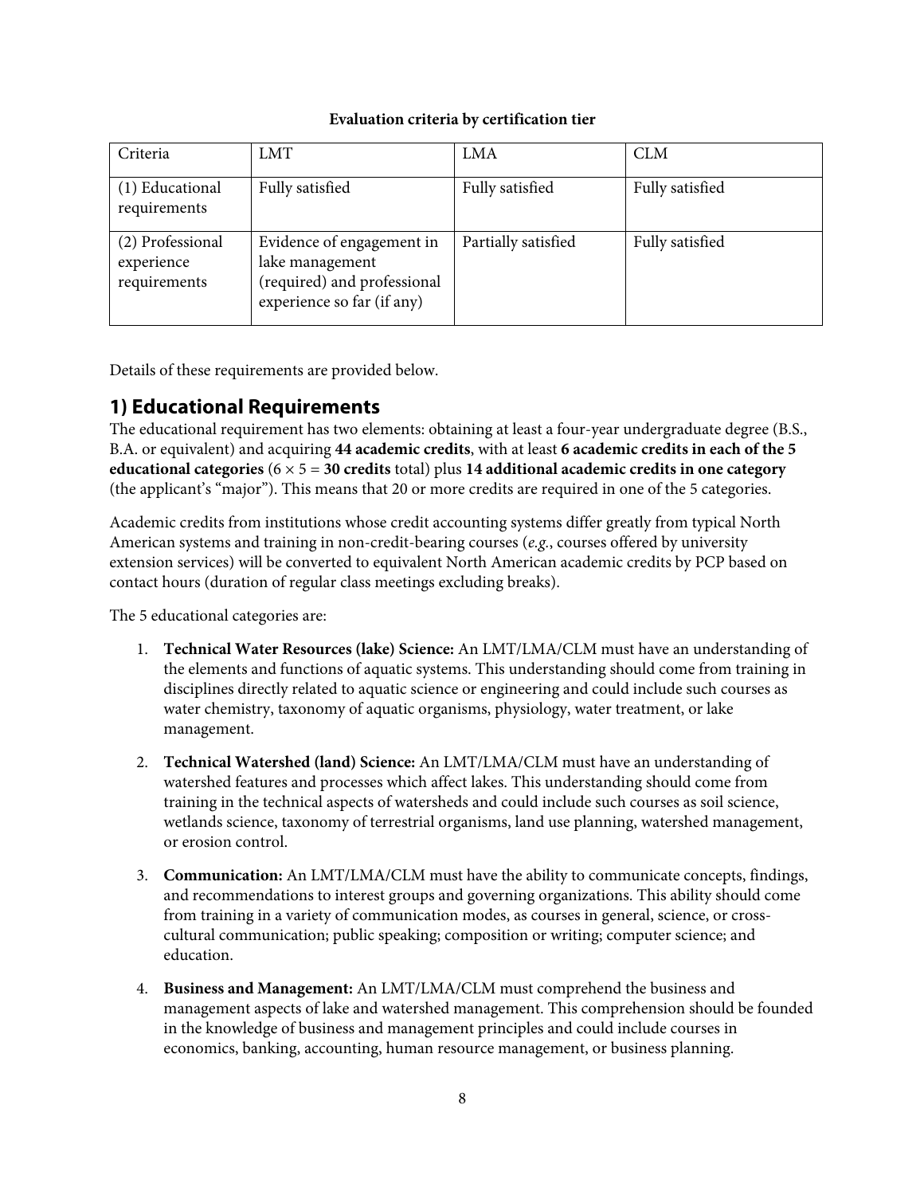**Evaluation criteria by certification tier**

| Criteria | LMT | LMA | CLM |
| --- | --- | --- | --- |
| (1) Educational requirements | Fully satisfied | Fully satisfied | Fully satisfied |
| (2) Professional experience requirements | Evidence of engagement in lake management (required) and professional experience so far (if any) | Partially satisfied | Fully satisfied |

Details of these requirements are provided below.

## 1) Educational Requirements

The educational requirement has two elements: obtaining at least a four-year undergraduate degree (B.S., B.A. or equivalent) and acquiring **44 academic credits**, with at least **6 academic credits in each of the 5 educational categories** (6 × 5 = **30 credits** total) plus **14 additional academic credits in one category** (the applicant's "major"). This means that 20 or more credits are required in one of the 5 categories.

Academic credits from institutions whose credit accounting systems differ greatly from typical North American systems and training in non-credit-bearing courses (*e.g.*, courses offered by university extension services) will be converted to equivalent North American academic credits by PCP based on contact hours (duration of regular class meetings excluding breaks).

The 5 educational categories are:

1. **Technical Water Resources (lake) Science:** An LMT/LMA/CLM must have an understanding of the elements and functions of aquatic systems. This understanding should come from training in disciplines directly related to aquatic science or engineering and could include such courses as water chemistry, taxonomy of aquatic organisms, physiology, water treatment, or lake management.

2. **Technical Watershed (land) Science:** An LMT/LMA/CLM must have an understanding of watershed features and processes which affect lakes. This understanding should come from training in the technical aspects of watersheds and could include such courses as soil science, wetlands science, taxonomy of terrestrial organisms, land use planning, watershed management, or erosion control.

3. **Communication:** An LMT/LMA/CLM must have the ability to communicate concepts, findings, and recommendations to interest groups and governing organizations. This ability should come from training in a variety of communication modes, as courses in general, science, or cross-cultural communication; public speaking; composition or writing; computer science; and education.

4. **Business and Management:** An LMT/LMA/CLM must comprehend the business and management aspects of lake and watershed management. This comprehension should be founded in the knowledge of business and management principles and could include courses in economics, banking, accounting, human resource management, or business planning.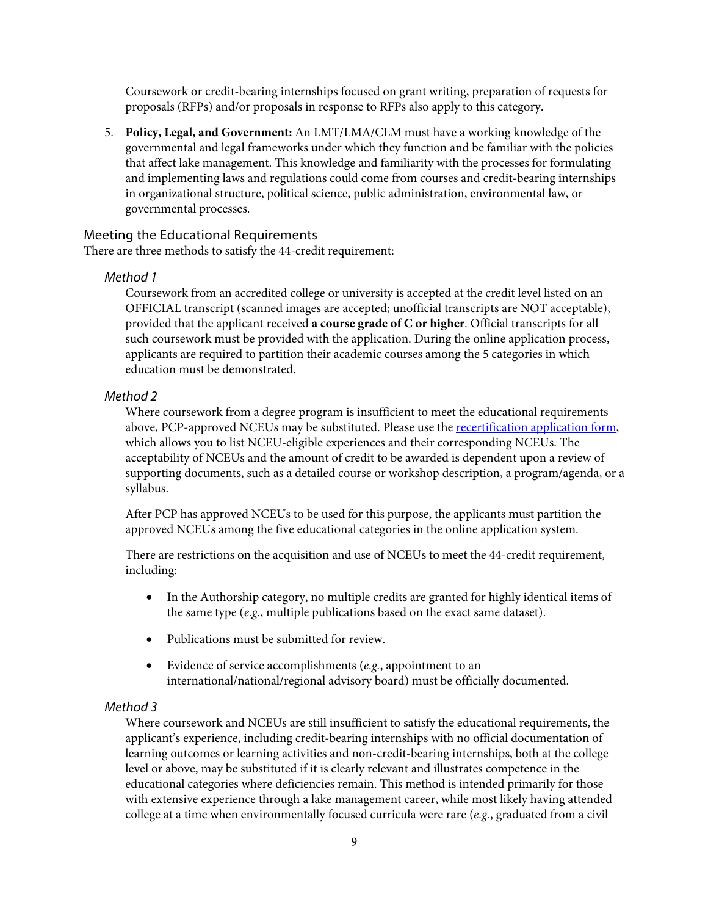Coursework or credit-bearing internships focused on grant writing, preparation of requests for proposals (RFPs) and/or proposals in response to RFPs also apply to this category.

5. **Policy, Legal, and Government:** An LMT/LMA/CLM must have a working knowledge of the governmental and legal frameworks under which they function and be familiar with the policies that affect lake management. This knowledge and familiarity with the processes for formulating and implementing laws and regulations could come from courses and credit-bearing internships in organizational structure, political science, public administration, environmental law, or governmental processes.

## Meeting the Educational Requirements

There are three methods to satisfy the 44-credit requirement:

### *Method 1*

Coursework from an accredited college or university is accepted at the credit level listed on an OFFICIAL transcript (scanned images are accepted; unofficial transcripts are NOT acceptable), provided that the applicant received **a course grade of C or higher**. Official transcripts for all such coursework must be provided with the application. During the online application process, applicants are required to partition their academic courses among the 5 categories in which education must be demonstrated.

### *Method 2*

Where coursework from a degree program is insufficient to meet the educational requirements above, PCP-approved NCEUs may be substituted. Please use the recertification application form, which allows you to list NCEU-eligible experiences and their corresponding NCEUs. The acceptability of NCEUs and the amount of credit to be awarded is dependent upon a review of supporting documents, such as a detailed course or workshop description, a program/agenda, or a syllabus.

After PCP has approved NCEUs to be used for this purpose, the applicants must partition the approved NCEUs among the five educational categories in the online application system.

There are restrictions on the acquisition and use of NCEUs to meet the 44-credit requirement, including:

- In the Authorship category, no multiple credits are granted for highly identical items of the same type (*e.g.*, multiple publications based on the exact same dataset).
- Publications must be submitted for review.
- Evidence of service accomplishments (*e.g.*, appointment to an international/national/regional advisory board) must be officially documented.

### *Method 3*

Where coursework and NCEUs are still insufficient to satisfy the educational requirements, the applicant's experience, including credit-bearing internships with no official documentation of learning outcomes or learning activities and non-credit-bearing internships, both at the college level or above, may be substituted if it is clearly relevant and illustrates competence in the educational categories where deficiencies remain. This method is intended primarily for those with extensive experience through a lake management career, while most likely having attended college at a time when environmentally focused curricula were rare (*e.g.*, graduated from a civil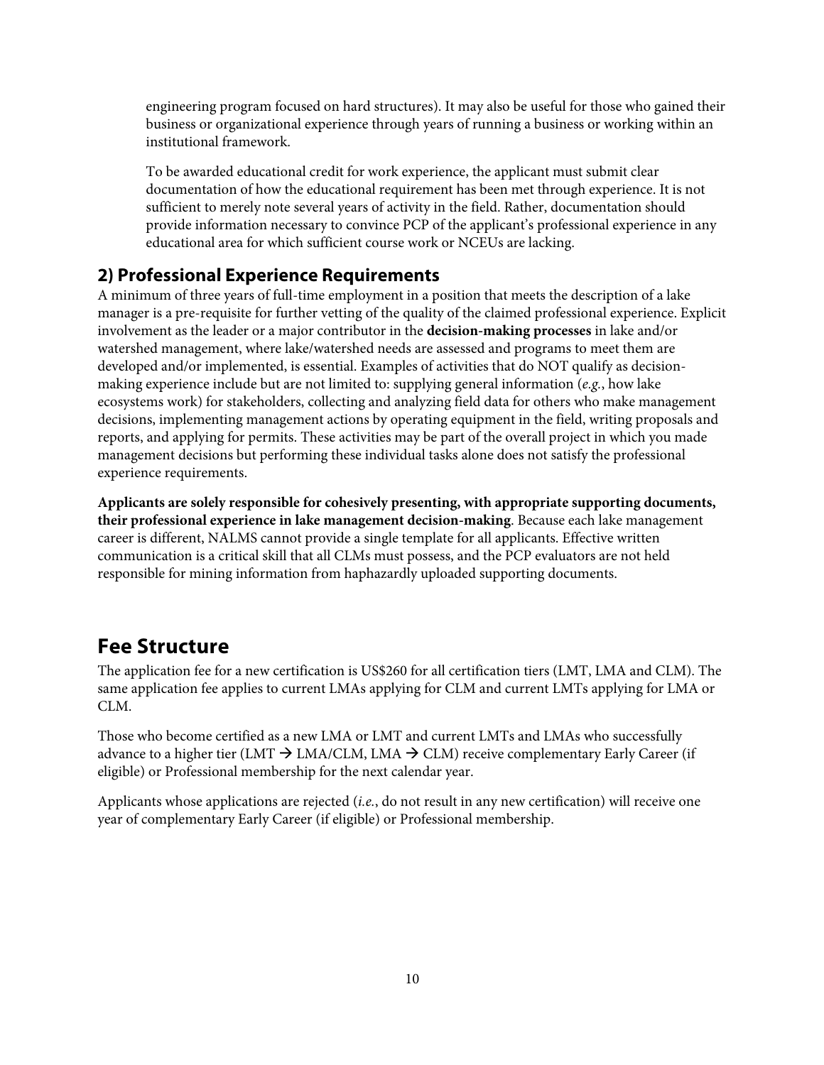engineering program focused on hard structures). It may also be useful for those who gained their business or organizational experience through years of running a business or working within an institutional framework.

To be awarded educational credit for work experience, the applicant must submit clear documentation of how the educational requirement has been met through experience. It is not sufficient to merely note several years of activity in the field. Rather, documentation should provide information necessary to convince PCP of the applicant's professional experience in any educational area for which sufficient course work or NCEUs are lacking.

### 2) Professional Experience Requirements

A minimum of three years of full-time employment in a position that meets the description of a lake manager is a pre-requisite for further vetting of the quality of the claimed professional experience. Explicit involvement as the leader or a major contributor in the **decision-making processes** in lake and/or watershed management, where lake/watershed needs are assessed and programs to meet them are developed and/or implemented, is essential. Examples of activities that do NOT qualify as decision-making experience include but are not limited to: supplying general information (*e.g.*, how lake ecosystems work) for stakeholders, collecting and analyzing field data for others who make management decisions, implementing management actions by operating equipment in the field, writing proposals and reports, and applying for permits. These activities may be part of the overall project in which you made management decisions but performing these individual tasks alone does not satisfy the professional experience requirements.

**Applicants are solely responsible for cohesively presenting, with appropriate supporting documents, their professional experience in lake management decision-making**. Because each lake management career is different, NALMS cannot provide a single template for all applicants. Effective written communication is a critical skill that all CLMs must possess, and the PCP evaluators are not held responsible for mining information from haphazardly uploaded supporting documents.

## Fee Structure

The application fee for a new certification is US$260 for all certification tiers (LMT, LMA and CLM). The same application fee applies to current LMAs applying for CLM and current LMTs applying for LMA or CLM.

Those who become certified as a new LMA or LMT and current LMTs and LMAs who successfully advance to a higher tier (LMT → LMA/CLM, LMA → CLM) receive complementary Early Career (if eligible) or Professional membership for the next calendar year.

Applicants whose applications are rejected (*i.e.*, do not result in any new certification) will receive one year of complementary Early Career (if eligible) or Professional membership.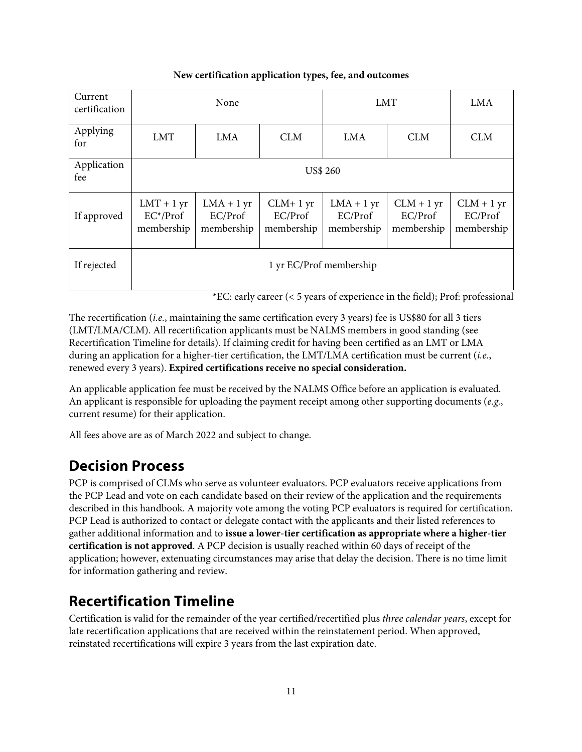**New certification application types, fee, and outcomes**

| Current certification | None | | | LMT | | LMA |
|---|---|---|---|---|---|---|
| Applying for | LMT | LMA | CLM | LMA | CLM | CLM |
| Application fee | US$ 260 | | | | | |
| If approved | LMT + 1 yr EC*/Prof membership | LMA + 1 yr EC/Prof membership | CLM+ 1 yr EC/Prof membership | LMA + 1 yr EC/Prof membership | CLM + 1 yr EC/Prof membership | CLM + 1 yr EC/Prof membership |
| If rejected | 1 yr EC/Prof membership | | | | | |

*EC: early career (< 5 years of experience in the field); Prof: professional

The recertification (*i.e.*, maintaining the same certification every 3 years) fee is US$80 for all 3 tiers (LMT/LMA/CLM). All recertification applicants must be NALMS members in good standing (see Recertification Timeline for details). If claiming credit for having been certified as an LMT or LMA during an application for a higher-tier certification, the LMT/LMA certification must be current (*i.e.*, renewed every 3 years). **Expired certifications receive no special consideration.**

An applicable application fee must be received by the NALMS Office before an application is evaluated. An applicant is responsible for uploading the payment receipt among other supporting documents (*e.g.*, current resume) for their application.

All fees above are as of March 2022 and subject to change.

## Decision Process

PCP is comprised of CLMs who serve as volunteer evaluators. PCP evaluators receive applications from the PCP Lead and vote on each candidate based on their review of the application and the requirements described in this handbook. A majority vote among the voting PCP evaluators is required for certification. PCP Lead is authorized to contact or delegate contact with the applicants and their listed references to gather additional information and to **issue a lower-tier certification as appropriate where a higher-tier certification is not approved**. A PCP decision is usually reached within 60 days of receipt of the application; however, extenuating circumstances may arise that delay the decision. There is no time limit for information gathering and review.

## Recertification Timeline

Certification is valid for the remainder of the year certified/recertified plus *three calendar years*, except for late recertification applications that are received within the reinstatement period. When approved, reinstated recertifications will expire 3 years from the last expiration date.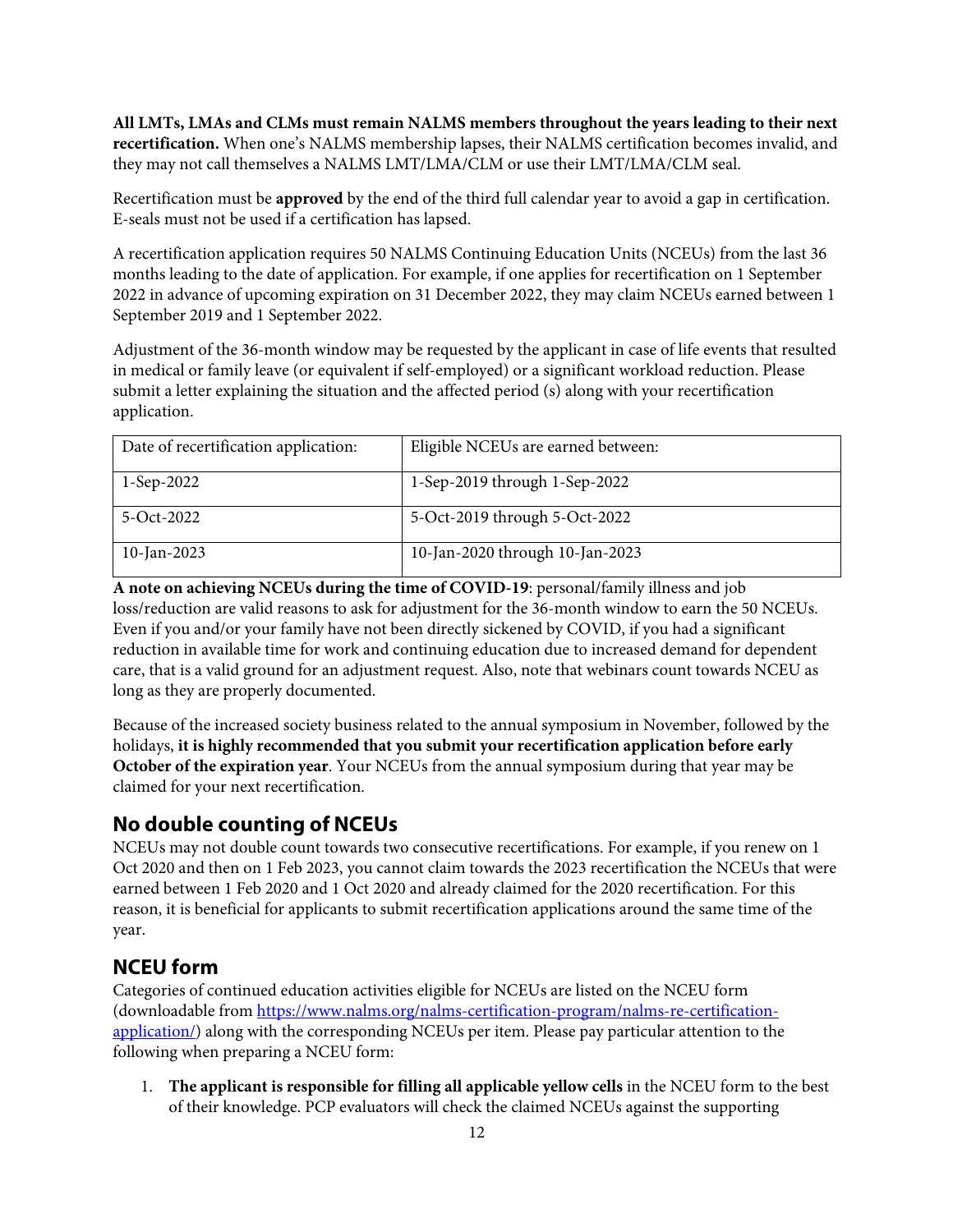**All LMTs, LMAs and CLMs must remain NALMS members throughout the years leading to their next recertification.** When one's NALMS membership lapses, their NALMS certification becomes invalid, and they may not call themselves a NALMS LMT/LMA/CLM or use their LMT/LMA/CLM seal.

Recertification must be **approved** by the end of the third full calendar year to avoid a gap in certification. E-seals must not be used if a certification has lapsed.

A recertification application requires 50 NALMS Continuing Education Units (NCEUs) from the last 36 months leading to the date of application. For example, if one applies for recertification on 1 September 2022 in advance of upcoming expiration on 31 December 2022, they may claim NCEUs earned between 1 September 2019 and 1 September 2022.

Adjustment of the 36-month window may be requested by the applicant in case of life events that resulted in medical or family leave (or equivalent if self-employed) or a significant workload reduction. Please submit a letter explaining the situation and the affected period (s) along with your recertification application.

| Date of recertification application: | Eligible NCEUs are earned between: |
|---|---|
| 1-Sep-2022 | 1-Sep-2019 through 1-Sep-2022 |
| 5-Oct-2022 | 5-Oct-2019 through 5-Oct-2022 |
| 10-Jan-2023 | 10-Jan-2020 through 10-Jan-2023 |

**A note on achieving NCEUs during the time of COVID-19**: personal/family illness and job loss/reduction are valid reasons to ask for adjustment for the 36-month window to earn the 50 NCEUs. Even if you and/or your family have not been directly sickened by COVID, if you had a significant reduction in available time for work and continuing education due to increased demand for dependent care, that is a valid ground for an adjustment request. Also, note that webinars count towards NCEU as long as they are properly documented.

Because of the increased society business related to the annual symposium in November, followed by the holidays, **it is highly recommended that you submit your recertification application before early October of the expiration year**. Your NCEUs from the annual symposium during that year may be claimed for your next recertification.

## No double counting of NCEUs

NCEUs may not double count towards two consecutive recertifications. For example, if you renew on 1 Oct 2020 and then on 1 Feb 2023, you cannot claim towards the 2023 recertification the NCEUs that were earned between 1 Feb 2020 and 1 Oct 2020 and already claimed for the 2020 recertification. For this reason, it is beneficial for applicants to submit recertification applications around the same time of the year.

## NCEU form

Categories of continued education activities eligible for NCEUs are listed on the NCEU form (downloadable from https://www.nalms.org/nalms-certification-program/nalms-re-certification-application/) along with the corresponding NCEUs per item. Please pay particular attention to the following when preparing a NCEU form:

1. **The applicant is responsible for filling all applicable yellow cells** in the NCEU form to the best of their knowledge. PCP evaluators will check the claimed NCEUs against the supporting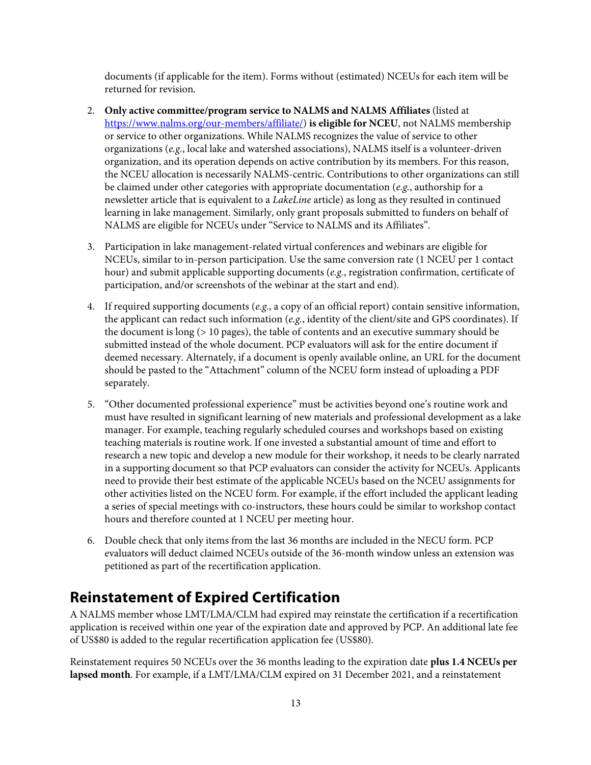documents (if applicable for the item). Forms without (estimated) NCEUs for each item will be returned for revision.

2. **Only active committee/program service to NALMS and NALMS Affiliates** (listed at https://www.nalms.org/our-members/affiliate/) **is eligible for NCEU**, not NALMS membership or service to other organizations. While NALMS recognizes the value of service to other organizations (*e.g.*, local lake and watershed associations), NALMS itself is a volunteer-driven organization, and its operation depends on active contribution by its members. For this reason, the NCEU allocation is necessarily NALMS-centric. Contributions to other organizations can still be claimed under other categories with appropriate documentation (*e.g.*, authorship for a newsletter article that is equivalent to a *LakeLine* article) as long as they resulted in continued learning in lake management. Similarly, only grant proposals submitted to funders on behalf of NALMS are eligible for NCEUs under "Service to NALMS and its Affiliates".

3. Participation in lake management-related virtual conferences and webinars are eligible for NCEUs, similar to in-person participation. Use the same conversion rate (1 NCEU per 1 contact hour) and submit applicable supporting documents (*e.g.*, registration confirmation, certificate of participation, and/or screenshots of the webinar at the start and end).

4. If required supporting documents (*e.g.*, a copy of an official report) contain sensitive information, the applicant can redact such information (*e.g.*, identity of the client/site and GPS coordinates). If the document is long (> 10 pages), the table of contents and an executive summary should be submitted instead of the whole document. PCP evaluators will ask for the entire document if deemed necessary. Alternately, if a document is openly available online, an URL for the document should be pasted to the "Attachment" column of the NCEU form instead of uploading a PDF separately.

5. "Other documented professional experience" must be activities beyond one's routine work and must have resulted in significant learning of new materials and professional development as a lake manager. For example, teaching regularly scheduled courses and workshops based on existing teaching materials is routine work. If one invested a substantial amount of time and effort to research a new topic and develop a new module for their workshop, it needs to be clearly narrated in a supporting document so that PCP evaluators can consider the activity for NCEUs. Applicants need to provide their best estimate of the applicable NCEUs based on the NCEU assignments for other activities listed on the NCEU form. For example, if the effort included the applicant leading a series of special meetings with co-instructors, these hours could be similar to workshop contact hours and therefore counted at 1 NCEU per meeting hour.

6. Double check that only items from the last 36 months are included in the NECU form. PCP evaluators will deduct claimed NCEUs outside of the 36-month window unless an extension was petitioned as part of the recertification application.

## Reinstatement of Expired Certification

A NALMS member whose LMT/LMA/CLM had expired may reinstate the certification if a recertification application is received within one year of the expiration date and approved by PCP. An additional late fee of US$80 is added to the regular recertification application fee (US$80).

Reinstatement requires 50 NCEUs over the 36 months leading to the expiration date **plus 1.4 NCEUs per lapsed month**. For example, if a LMT/LMA/CLM expired on 31 December 2021, and a reinstatement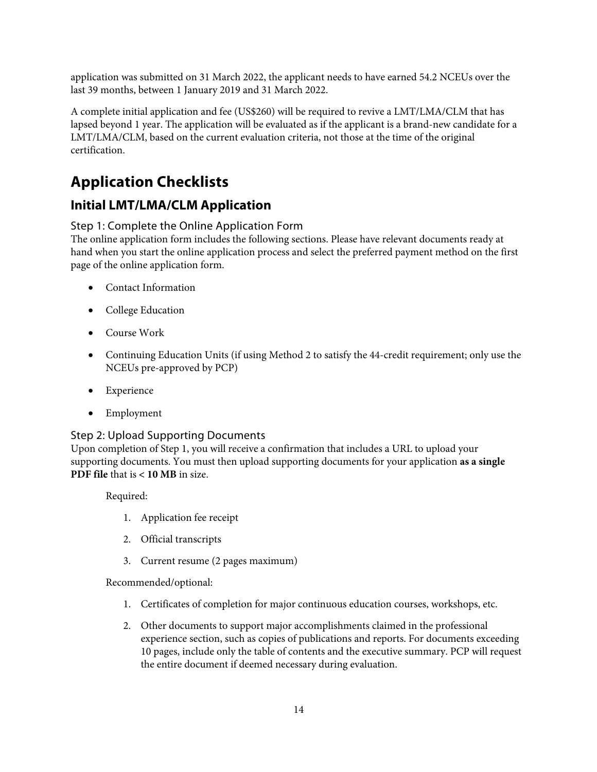application was submitted on 31 March 2022, the applicant needs to have earned 54.2 NCEUs over the last 39 months, between 1 January 2019 and 31 March 2022.

A complete initial application and fee (US$260) will be required to revive a LMT/LMA/CLM that has lapsed beyond 1 year. The application will be evaluated as if the applicant is a brand-new candidate for a LMT/LMA/CLM, based on the current evaluation criteria, not those at the time of the original certification.

# Application Checklists

## Initial LMT/LMA/CLM Application

### Step 1: Complete the Online Application Form

The online application form includes the following sections. Please have relevant documents ready at hand when you start the online application process and select the preferred payment method on the first page of the online application form.

- Contact Information
- College Education
- Course Work
- Continuing Education Units (if using Method 2 to satisfy the 44-credit requirement; only use the NCEUs pre-approved by PCP)
- Experience
- Employment

### Step 2: Upload Supporting Documents

Upon completion of Step 1, you will receive a confirmation that includes a URL to upload your supporting documents. You must then upload supporting documents for your application **as a single PDF file** that is **< 10 MB** in size.

Required:

1. Application fee receipt
2. Official transcripts
3. Current resume (2 pages maximum)

Recommended/optional:

1. Certificates of completion for major continuous education courses, workshops, etc.
2. Other documents to support major accomplishments claimed in the professional experience section, such as copies of publications and reports. For documents exceeding 10 pages, include only the table of contents and the executive summary. PCP will request the entire document if deemed necessary during evaluation.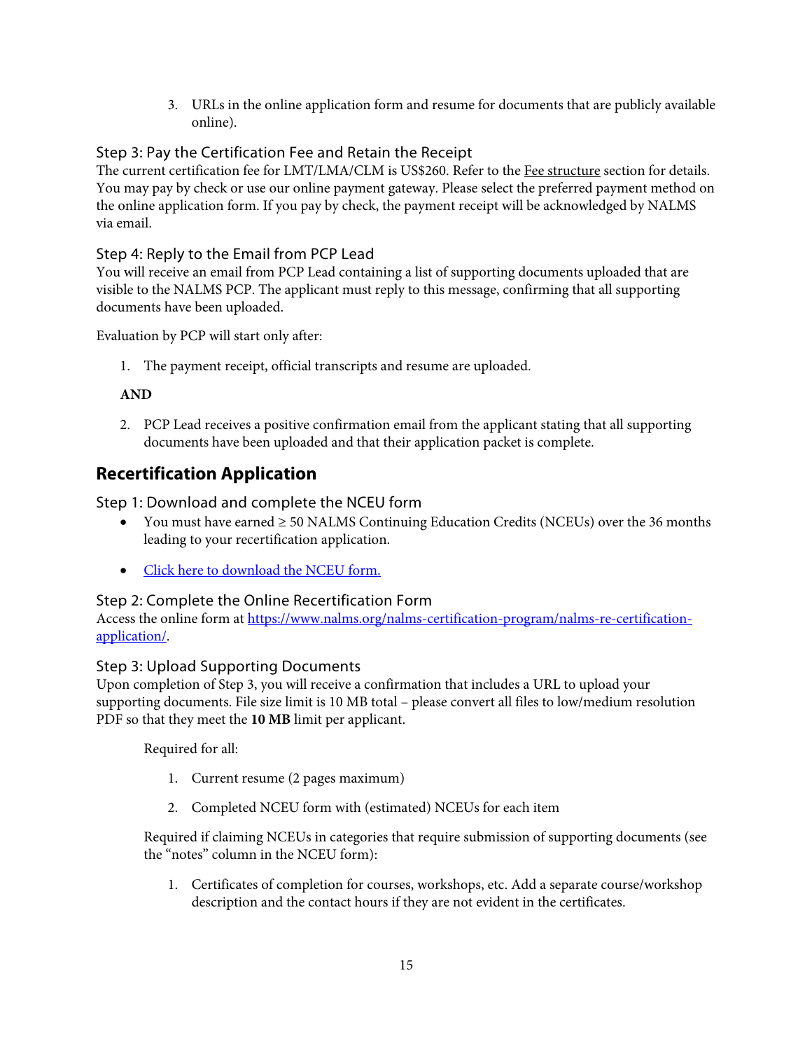3. URLs in the online application form and resume for documents that are publicly available online).

### Step 3: Pay the Certification Fee and Retain the Receipt

The current certification fee for LMT/LMA/CLM is US$260. Refer to the Fee structure section for details. You may pay by check or use our online payment gateway. Please select the preferred payment method on the online application form. If you pay by check, the payment receipt will be acknowledged by NALMS via email.

### Step 4: Reply to the Email from PCP Lead

You will receive an email from PCP Lead containing a list of supporting documents uploaded that are visible to the NALMS PCP. The applicant must reply to this message, confirming that all supporting documents have been uploaded.

Evaluation by PCP will start only after:

1. The payment receipt, official transcripts and resume are uploaded.

**AND**

2. PCP Lead receives a positive confirmation email from the applicant stating that all supporting documents have been uploaded and that their application packet is complete.

## Recertification Application

### Step 1: Download and complete the NCEU form

- You must have earned ≥ 50 NALMS Continuing Education Credits (NCEUs) over the 36 months leading to your recertification application.
- Click here to download the NCEU form.

### Step 2: Complete the Online Recertification Form

Access the online form at https://www.nalms.org/nalms-certification-program/nalms-re-certification-application/.

### Step 3: Upload Supporting Documents

Upon completion of Step 3, you will receive a confirmation that includes a URL to upload your supporting documents. File size limit is 10 MB total – please convert all files to low/medium resolution PDF so that they meet the **10 MB** limit per applicant.

Required for all:

1. Current resume (2 pages maximum)
2. Completed NCEU form with (estimated) NCEUs for each item

Required if claiming NCEUs in categories that require submission of supporting documents (see the "notes" column in the NCEU form):

1. Certificates of completion for courses, workshops, etc. Add a separate course/workshop description and the contact hours if they are not evident in the certificates.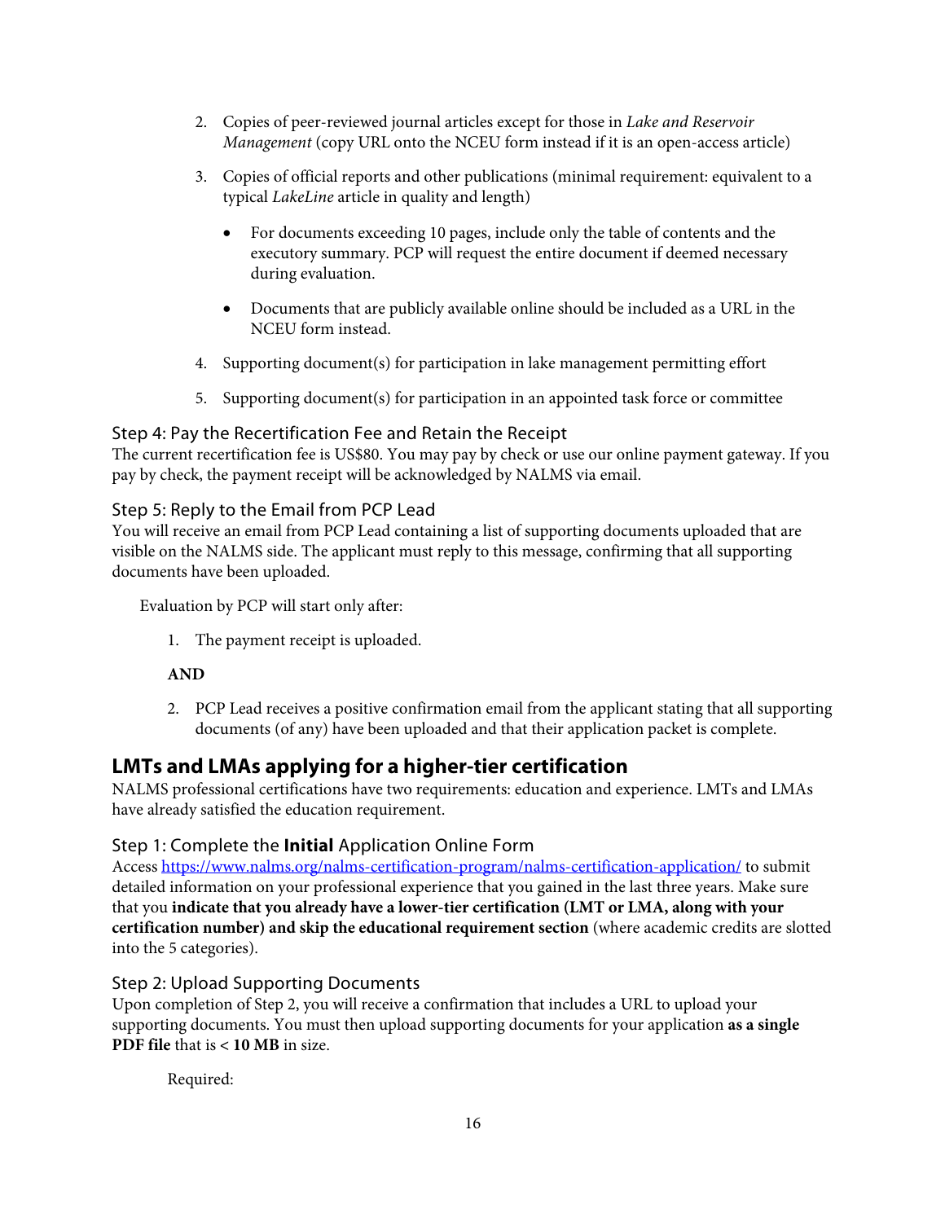2. Copies of peer-reviewed journal articles except for those in *Lake and Reservoir Management* (copy URL onto the NCEU form instead if it is an open-access article)

3. Copies of official reports and other publications (minimal requirement: equivalent to a typical *LakeLine* article in quality and length)

    - For documents exceeding 10 pages, include only the table of contents and the executory summary. PCP will request the entire document if deemed necessary during evaluation.

    - Documents that are publicly available online should be included as a URL in the NCEU form instead.

4. Supporting document(s) for participation in lake management permitting effort

5. Supporting document(s) for participation in an appointed task force or committee

### Step 4: Pay the Recertification Fee and Retain the Receipt

The current recertification fee is US$80. You may pay by check or use our online payment gateway. If you pay by check, the payment receipt will be acknowledged by NALMS via email.

### Step 5: Reply to the Email from PCP Lead

You will receive an email from PCP Lead containing a list of supporting documents uploaded that are visible on the NALMS side. The applicant must reply to this message, confirming that all supporting documents have been uploaded.

Evaluation by PCP will start only after:

1. The payment receipt is uploaded.

**AND**

2. PCP Lead receives a positive confirmation email from the applicant stating that all supporting documents (of any) have been uploaded and that their application packet is complete.

## LMTs and LMAs applying for a higher-tier certification

NALMS professional certifications have two requirements: education and experience. LMTs and LMAs have already satisfied the education requirement.

### Step 1: Complete the **Initial** Application Online Form

Access [https://www.nalms.org/nalms-certification-program/nalms-certification-application/](https://www.nalms.org/nalms-certification-program/nalms-certification-application/) to submit detailed information on your professional experience that you gained in the last three years. Make sure that you **indicate that you already have a lower-tier certification (LMT or LMA, along with your certification number) and skip the educational requirement section** (where academic credits are slotted into the 5 categories).

### Step 2: Upload Supporting Documents

Upon completion of Step 2, you will receive a confirmation that includes a URL to upload your supporting documents. You must then upload supporting documents for your application **as a single PDF file** that is **< 10 MB** in size.

Required: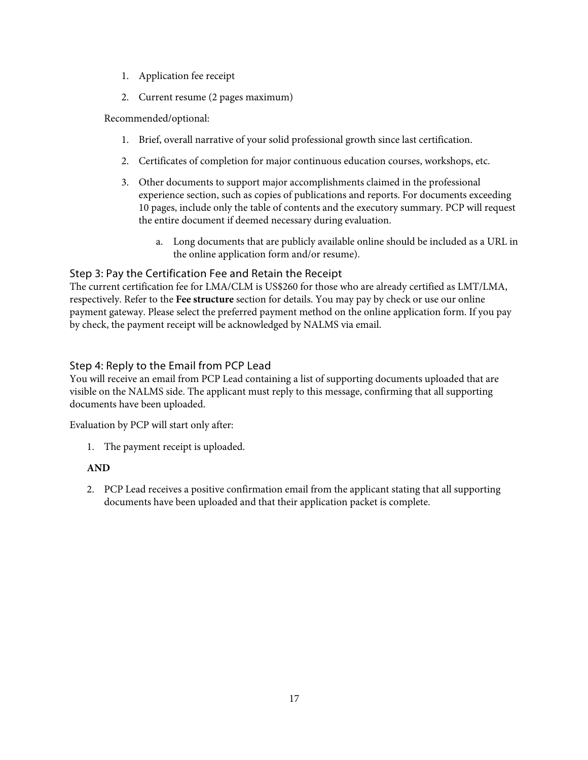1. Application fee receipt
2. Current resume (2 pages maximum)

Recommended/optional:

1. Brief, overall narrative of your solid professional growth since last certification.
2. Certificates of completion for major continuous education courses, workshops, etc.
3. Other documents to support major accomplishments claimed in the professional experience section, such as copies of publications and reports. For documents exceeding 10 pages, include only the table of contents and the executory summary. PCP will request the entire document if deemed necessary during evaluation.
   a. Long documents that are publicly available online should be included as a URL in the online application form and/or resume).

### Step 3: Pay the Certification Fee and Retain the Receipt

The current certification fee for LMA/CLM is US$260 for those who are already certified as LMT/LMA, respectively. Refer to the **Fee structure** section for details. You may pay by check or use our online payment gateway. Please select the preferred payment method on the online application form. If you pay by check, the payment receipt will be acknowledged by NALMS via email.

### Step 4: Reply to the Email from PCP Lead

You will receive an email from PCP Lead containing a list of supporting documents uploaded that are visible on the NALMS side. The applicant must reply to this message, confirming that all supporting documents have been uploaded.

Evaluation by PCP will start only after:

1. The payment receipt is uploaded.

**AND**

2. PCP Lead receives a positive confirmation email from the applicant stating that all supporting documents have been uploaded and that their application packet is complete.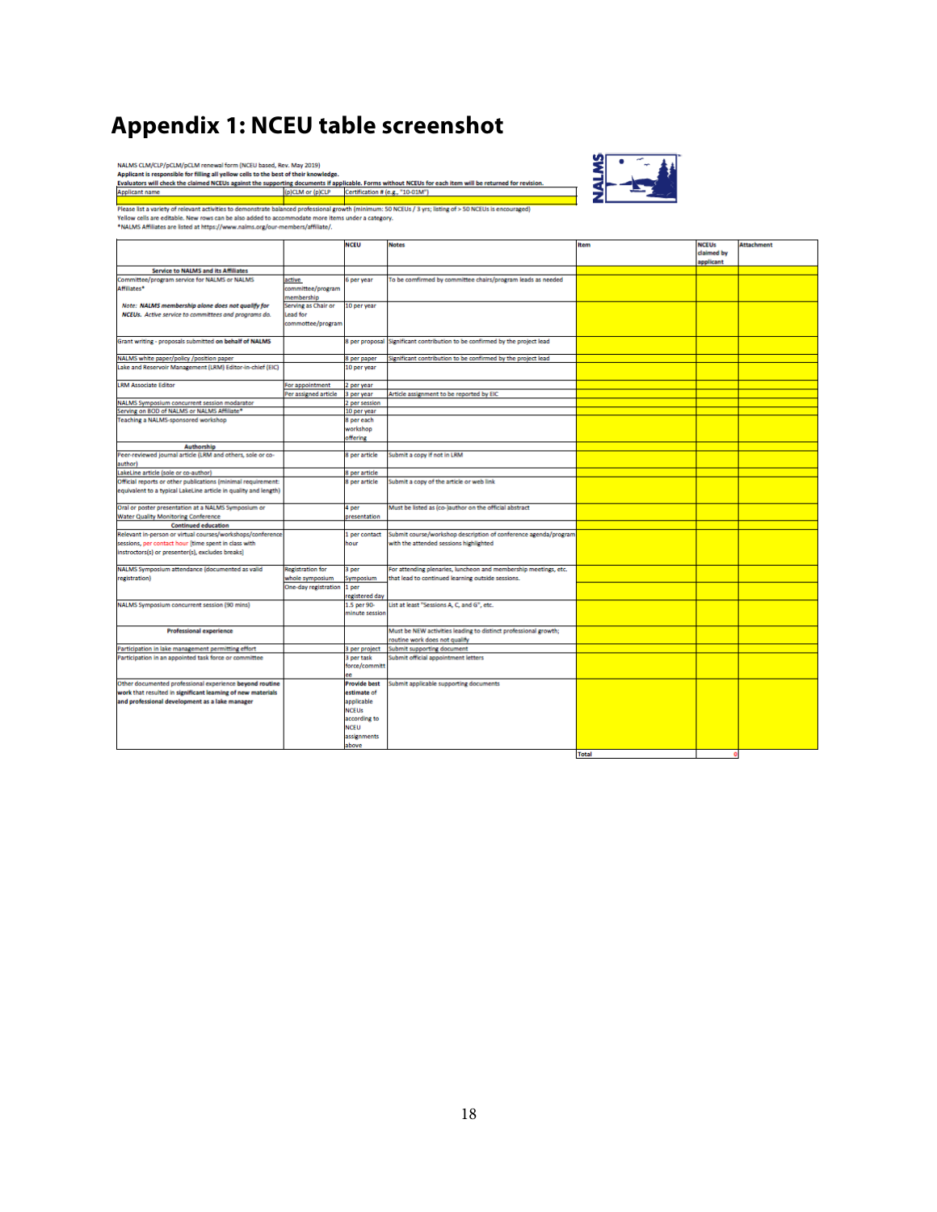# Appendix 1: NCEU table screenshot

NALMS CLM/CLP/pCLM/pCLM renewal form (NCEU based, Rev. May 2019)

**Applicant is responsible for filling all yellow cells to the best of their knowledge.**

**Evaluators will check the claimed NCEUs against the supporting documents if applicable. Forms without NCEUs for each item will be returned for revision.**

| Applicant name | (p)CLM or (p)CLP | Certification # (e.g., "10-01M") |
|---|---|---|
| | | |

Please list a variety of relevant activities to demonstrate balanced professional growth (minimum: 50 NCEUs / 3 yrs; listing of > 50 NCEUs is encouraged)

Yellow cells are editable. New rows can be also added to accommodate more items under a category.

*NALMS Affiliates are listed at https://www.nalms.org/our-members/affiliate/.

| | | NCEU | Notes | Item | NCEUs claimed by applicant | Attachment |
|---|---|---|---|---|---|---|
| **Service to NALMS and its Affiliates** | | | | | | |
| Committee/program service for NALMS or NALMS Affiliates* | active committee/program membership | 6 per year | To be comfirmed by committee chairs/program leads as needed | | | |
| *Note: **NALMS membership alone does not qualify for NCEUs. Active service to committees and programs do.*** | Serving as Chair or Lead for commmittee/program | 10 per year | | | | |
| Grant writing - proposals submitted **on behalf of NALMS** | | 8 per proposal | Significant contribution to be confirmed by the project lead | | | |
| NALMS white paper/policy /position paper | | 8 per paper | Significant contribution to be confirmed by the project lead | | | |
| Lake and Reservoir Management (LRM) Editor-in-chief (EIC) | | 10 per year | | | | |
| LRM Associate Editor | For appointment | 2 per year | | | | |
| | Per assigned article | 3 per year | Article assignment to be reported by EIC | | | |
| NALMS Symposium concurrent session modarator | | 2 per session | | | | |
| Serving on BOD of NALMS or NALMS Affiliate* | | 10 per year | | | | |
| Teaching a NALMS-sponsored workshop | | 8 per each workshop offering | | | | |
| **Authorship** | | | | | | |
| Peer-reviewed journal article (LRM and others, sole or co-author) | | 8 per article | Submit a copy if not in LRM | | | |
| LakeLine article (sole or co-author) | | 8 per article | | | | |
| Official reports or other publications (minimal requirement: equivalent to a typical LakeLine article in quality and length) | | 8 per article | Submit a copy of the article or web link | | | |
| Oral or poster presentation at a NALMS Symposium or Water Quality Monitoring Conference | | 4 per presentation | Must be listed as (co-)author on the official abstract | | | |
| **Continued education** | | | | | | |
| Relevant in-person or virtual courses/workshops/conference sessions, per contact hour (time spent in class with instructors(s) or presenter(s), excludes breaks) | | 1 per contact hour | Submit course/workshop description of conference agenda/program with the attended sessions highlighted | | | |
| NALMS Symposium attendance (documented as valid registration) | Registration for whole symposium | 3 per Symposium | For attending plenaries, luncheon and membership meetings, etc. that lead to continued learning outside sessions. | | | |
| | One-day registration | 1 per registered day | | | | |
| NALMS Symposium concurrent session (90 mins) | | 1.5 per 90-minute session | List at least "Sessions A, C, and G", etc. | | | |
| **Professional experience** | | | Must be NEW activities leading to distinct professional growth; routine work does not qualify | | | |
| Participation in lake management permitting effort | | 3 per project | Submit supporting document | | | |
| Participation in an appointed task force or committee | | 3 per task force/committee | Submit official appointment letters | | | |
| Other documented professional experience **beyond routine work that resulted in significant learning of new materials and professional development as a lake manager** | | **Provide best estimate of applicable NCEUs according to NCEU assignments above** | Submit applicable supporting documents | | | |
| | | | | Total | 0 | |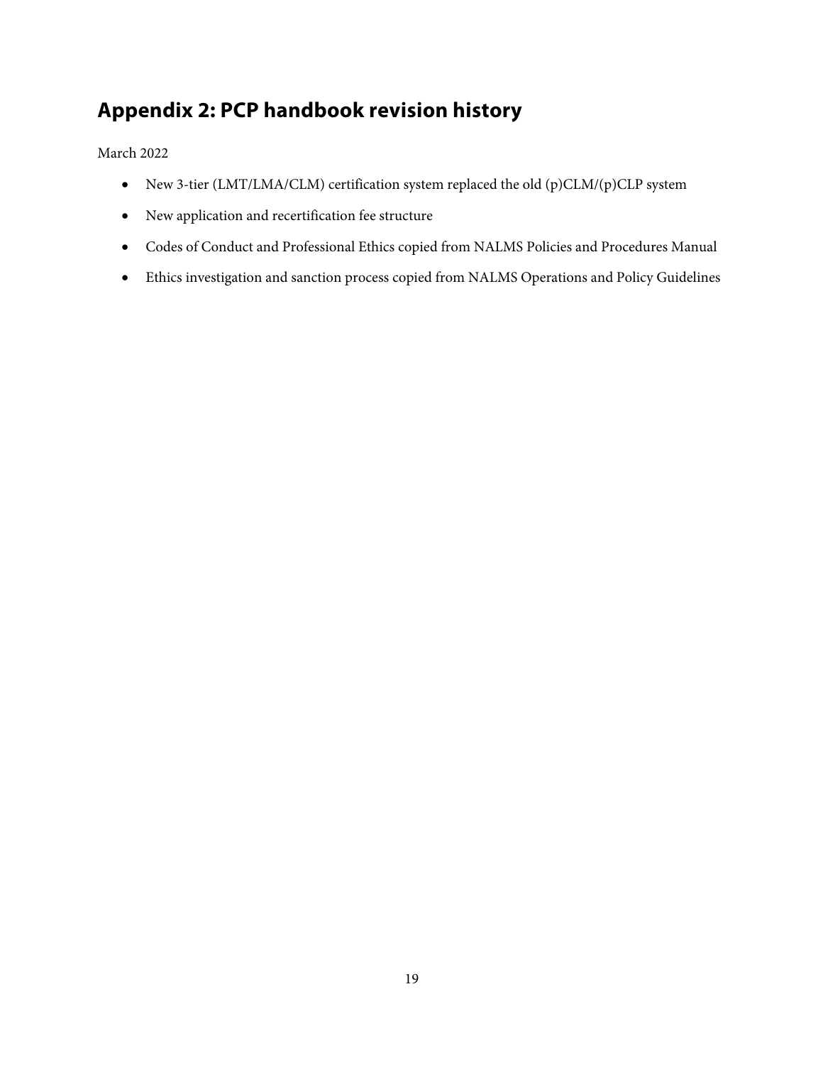## Appendix 2: PCP handbook revision history

March 2022

- New 3-tier (LMT/LMA/CLM) certification system replaced the old (p)CLM/(p)CLP system
- New application and recertification fee structure
- Codes of Conduct and Professional Ethics copied from NALMS Policies and Procedures Manual
- Ethics investigation and sanction process copied from NALMS Operations and Policy Guidelines